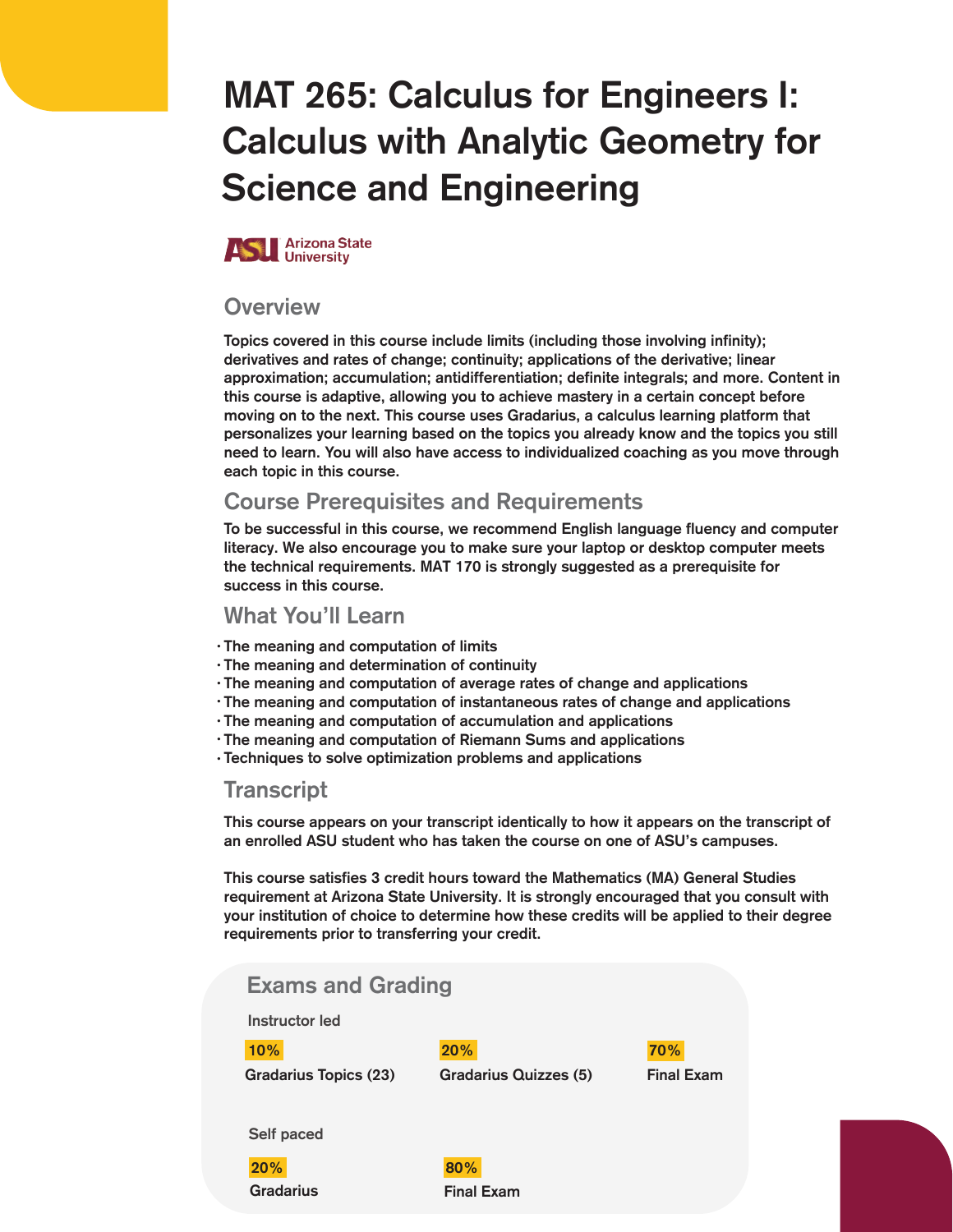# MAT 265: Calculus for Engineers I: Calculus with Analytic Geometry for Science and Engineering

Arizona State University

## Overview

Topics covered in this course include limits (including those involving infinity); derivatives and rates of change; continuity; applications of the derivative; linear approximation; accumulation; antidifferentiation; definite integrals; and more. Content in this course is adaptive, allowing you to achieve mastery in a certain concept before moving on to the next. This course uses Gradarius, a calculus learning platform that personalizes your learning based on the topics you already know and the topics you still need to learn. You will also have access to individualized coaching as you move through each topic in this course.

## Course Prerequisites and Requirements

To be successful in this course, we recommend English language fluency and computer literacy. We also encourage you to make sure your laptop or desktop computer meets the technical requirements. MAT 170 is strongly suggested as a prerequisite for success in this course.

## What You'll Learn

- The meaning and computation of limits
- The meaning and determination of continuity
- The meaning and computation of average rates of change and applications
- The meaning and computation of instantaneous rates of change and applications
- The meaning and computation of accumulation and applications
- The meaning and computation of Riemann Sums and applications
- Techniques to solve optimization problems and applications

## Transcript

This course appears on your transcript identically to how it appears on the transcript of an enrolled ASU student who has taken the course on one of ASU's campuses.

This course satisfies 3 credit hours toward the Mathematics (MA) General Studies requirement at Arizona State University. It is strongly encouraged that you consult with your institution of choice to determine how these credits will be applied to their degree requirements prior to transferring your credit.

## Exams and Grading

**Instructor led**

| 10% | 20% | 70% |
|---|---|---|
| Gradarius Topics (23) | Gradarius Quizzes (5) | Final Exam |

**Self paced**

| 20% | 80% |
|---|---|
| Gradarius | Final Exam |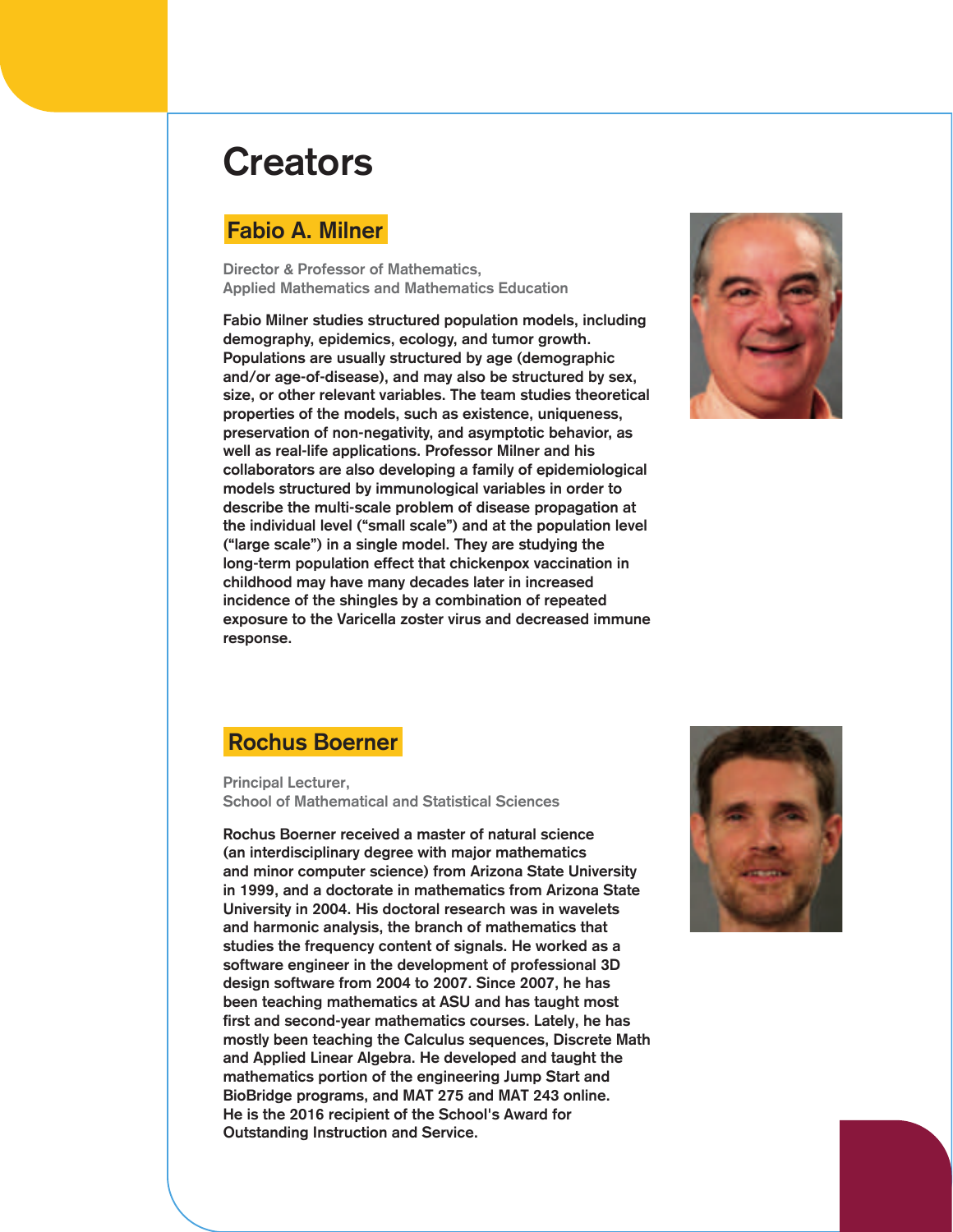# Creators

## Fabio A. Milner

Director & Professor of Mathematics,
Applied Mathematics and Mathematics Education

**Fabio Milner studies structured population models, including demography, epidemics, ecology, and tumor growth. Populations are usually structured by age (demographic and/or age-of-disease), and may also be structured by sex, size, or other relevant variables. The team studies theoretical properties of the models, such as existence, uniqueness, preservation of non-negativity, and asymptotic behavior, as well as real-life applications. Professor Milner and his collaborators are also developing a family of epidemiological models structured by immunological variables in order to describe the multi-scale problem of disease propagation at the individual level ("small scale") and at the population level ("large scale") in a single model. They are studying the long-term population effect that chickenpox vaccination in childhood may have many decades later in increased incidence of the shingles by a combination of repeated exposure to the Varicella zoster virus and decreased immune response.**

## Rochus Boerner

Principal Lecturer,
School of Mathematical and Statistical Sciences

**Rochus Boerner received a master of natural science (an interdisciplinary degree with major mathematics and minor computer science) from Arizona State University in 1999, and a doctorate in mathematics from Arizona State University in 2004. His doctoral research was in wavelets and harmonic analysis, the branch of mathematics that studies the frequency content of signals. He worked as a software engineer in the development of professional 3D design software from 2004 to 2007. Since 2007, he has been teaching mathematics at ASU and has taught most first and second-year mathematics courses. Lately, he has mostly been teaching the Calculus sequences, Discrete Math and Applied Linear Algebra. He developed and taught the mathematics portion of the engineering Jump Start and BioBridge programs, and MAT 275 and MAT 243 online. He is the 2016 recipient of the School's Award for Outstanding Instruction and Service.**